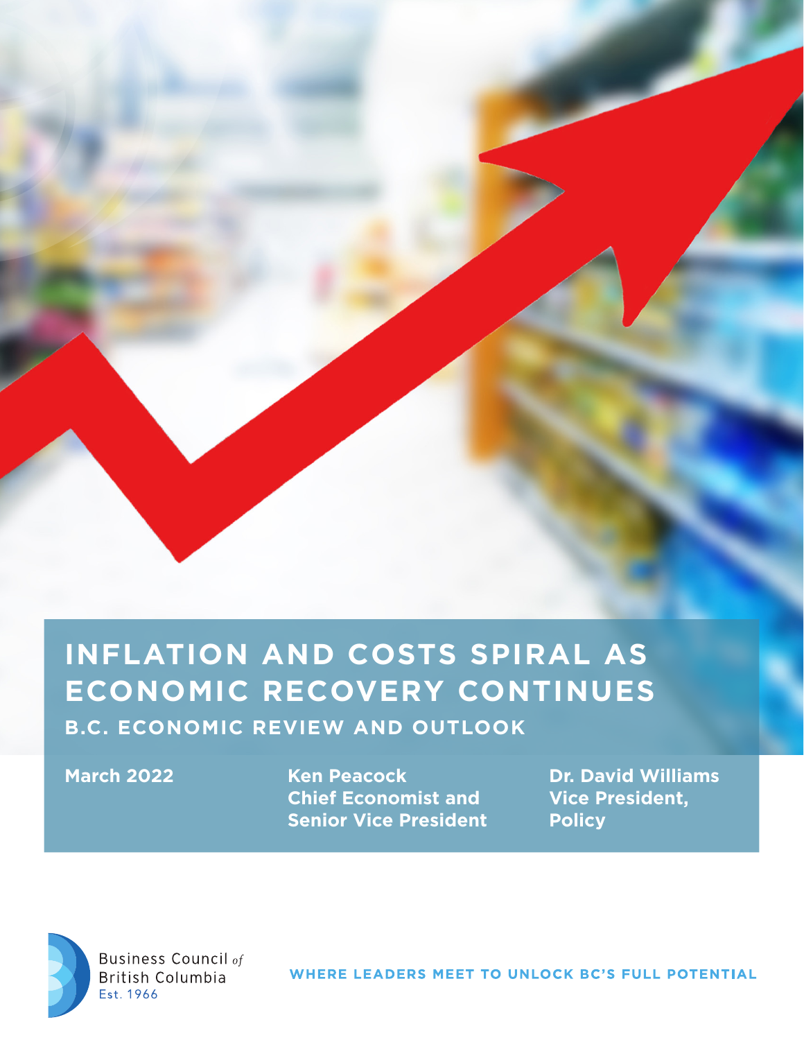# INFLATION AND COSTS SPIRAL AS ECONOMIC RECOVERY CONTINUES

## B.C. ECONOMIC REVIEW AND OUTLOOK

**March 2022**

**Ken Peacock**
**Chief Economist and Senior Vice President**

**Dr. David Williams**
**Vice President, Policy**

Business Council *of* British Columbia
Est. 1966

**WHERE LEADERS MEET TO UNLOCK BC'S FULL POTENTIAL**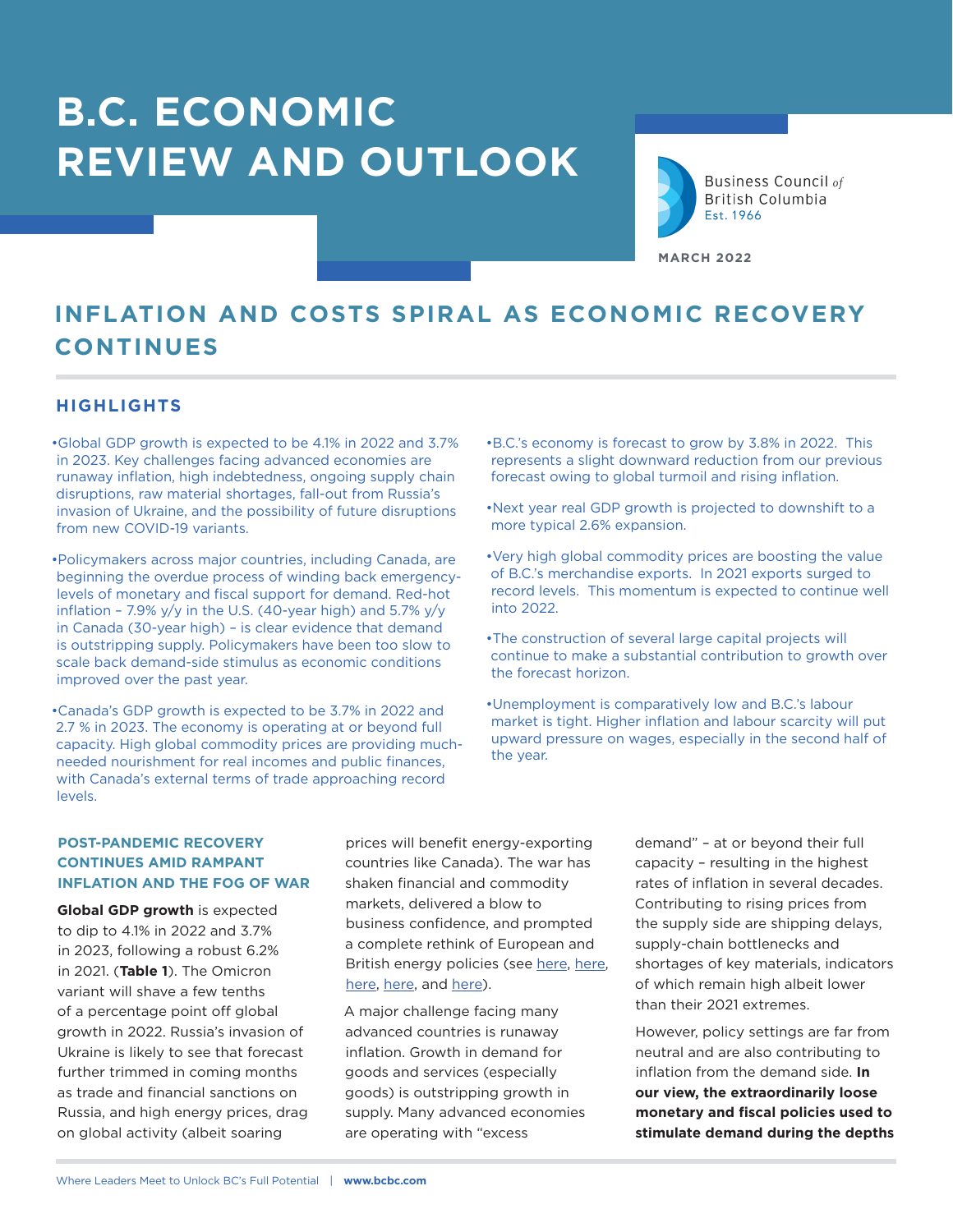# B.C. ECONOMIC REVIEW AND OUTLOOK

Business Council of British Columbia
Est. 1966

MARCH 2022

## INFLATION AND COSTS SPIRAL AS ECONOMIC RECOVERY CONTINUES

### HIGHLIGHTS

- Global GDP growth is expected to be 4.1% in 2022 and 3.7% in 2023. Key challenges facing advanced economies are runaway inflation, high indebtedness, ongoing supply chain disruptions, raw material shortages, fall-out from Russia's invasion of Ukraine, and the possibility of future disruptions from new COVID-19 variants.
- Policymakers across major countries, including Canada, are beginning the overdue process of winding back emergency-levels of monetary and fiscal support for demand. Red-hot inflation – 7.9% y/y in the U.S. (40-year high) and 5.7% y/y in Canada (30-year high) – is clear evidence that demand is outstripping supply. Policymakers have been too slow to scale back demand-side stimulus as economic conditions improved over the past year.
- Canada's GDP growth is expected to be 3.7% in 2022 and 2.7 % in 2023. The economy is operating at or beyond full capacity. High global commodity prices are providing much-needed nourishment for real incomes and public finances, with Canada's external terms of trade approaching record levels.
- B.C.'s economy is forecast to grow by 3.8% in 2022. This represents a slight downward reduction from our previous forecast owing to global turmoil and rising inflation.
- Next year real GDP growth is projected to downshift to a more typical 2.6% expansion.
- Very high global commodity prices are boosting the value of B.C.'s merchandise exports. In 2021 exports surged to record levels. This momentum is expected to continue well into 2022.
- The construction of several large capital projects will continue to make a substantial contribution to growth over the forecast horizon.
- Unemployment is comparatively low and B.C.'s labour market is tight. Higher inflation and labour scarcity will put upward pressure on wages, especially in the second half of the year.

### POST-PANDEMIC RECOVERY CONTINUES AMID RAMPANT INFLATION AND THE FOG OF WAR

**Global GDP growth** is expected to dip to 4.1% in 2022 and 3.7% in 2023, following a robust 6.2% in 2021. (**Table 1**). The Omicron variant will shave a few tenths of a percentage point off global growth in 2022. Russia's invasion of Ukraine is likely to see that forecast further trimmed in coming months as trade and financial sanctions on Russia, and high energy prices, drag on global activity (albeit soaring prices will benefit energy-exporting countries like Canada). The war has shaken financial and commodity markets, delivered a blow to business confidence, and prompted a complete rethink of European and British energy policies (see here, here, here, here, and here).

A major challenge facing many advanced countries is runaway inflation. Growth in demand for goods and services (especially goods) is outstripping growth in supply. Many advanced economies are operating with "excess demand" – at or beyond their full capacity – resulting in the highest rates of inflation in several decades. Contributing to rising prices from the supply side are shipping delays, supply-chain bottlenecks and shortages of key materials, indicators of which remain high albeit lower than their 2021 extremes.

However, policy settings are far from neutral and are also contributing to inflation from the demand side. **In our view, the extraordinarily loose monetary and fiscal policies used to stimulate demand during the depths**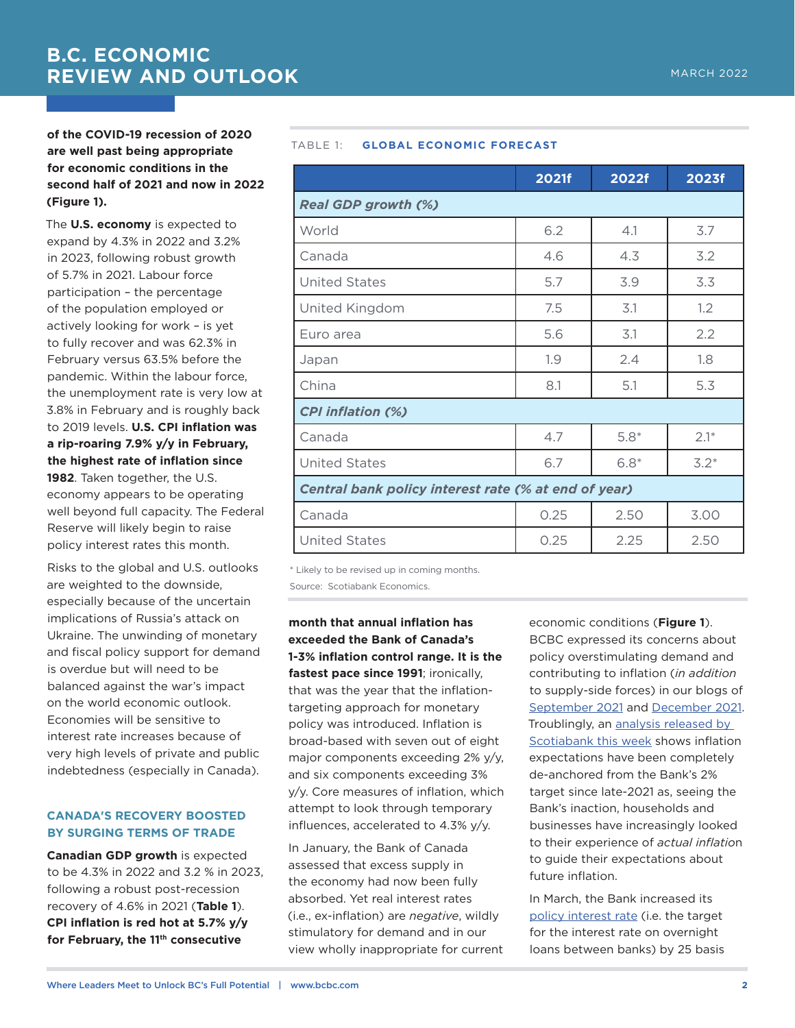**of the COVID-19 recession of 2020 are well past being appropriate for economic conditions in the second half of 2021 and now in 2022 (Figure 1).**

The **U.S. economy** is expected to expand by 4.3% in 2022 and 3.2% in 2023, following robust growth of 5.7% in 2021. Labour force participation – the percentage of the population employed or actively looking for work – is yet to fully recover and was 62.3% in February versus 63.5% before the pandemic. Within the labour force, the unemployment rate is very low at 3.8% in February and is roughly back to 2019 levels. **U.S. CPI inflation was a rip-roaring 7.9% y/y in February, the highest rate of inflation since 1982**. Taken together, the U.S. economy appears to be operating well beyond full capacity. The Federal Reserve will likely begin to raise policy interest rates this month.

Risks to the global and U.S. outlooks are weighted to the downside, especially because of the uncertain implications of Russia's attack on Ukraine. The unwinding of monetary and fiscal policy support for demand is overdue but will need to be balanced against the war's impact on the world economic outlook. Economies will be sensitive to interest rate increases because of very high levels of private and public indebtedness (especially in Canada).

TABLE 1: **GLOBAL ECONOMIC FORECAST**

| | 2021f | 2022f | 2023f |
|---|---|---|---|
| ***Real GDP growth (%)*** | | | |
| World | 6.2 | 4.1 | 3.7 |
| Canada | 4.6 | 4.3 | 3.2 |
| United States | 5.7 | 3.9 | 3.3 |
| United Kingdom | 7.5 | 3.1 | 1.2 |
| Euro area | 5.6 | 3.1 | 2.2 |
| Japan | 1.9 | 2.4 | 1.8 |
| China | 8.1 | 5.1 | 5.3 |
| ***CPI inflation (%)*** | | | |
| Canada | 4.7 | 5.8* | 2.1* |
| United States | 6.7 | 6.8* | 3.2* |
| ***Central bank policy interest rate (% at end of year)*** | | | |
| Canada | 0.25 | 2.50 | 3.00 |
| United States | 0.25 | 2.25 | 2.50 |

\* Likely to be revised up in coming months.

Source: Scotiabank Economics.

## CANADA'S RECOVERY BOOSTED BY SURGING TERMS OF TRADE

**Canadian GDP growth** is expected to be 4.3% in 2022 and 3.2 % in 2023, following a robust post-recession recovery of 4.6% in 2021 (**Table 1**). **CPI inflation is red hot at 5.7% y/y for February, the 11th consecutive month that annual inflation has exceeded the Bank of Canada's 1-3% inflation control range. It is the fastest pace since 1991**; ironically, that was the year that the inflation-targeting approach for monetary policy was introduced. Inflation is broad-based with seven out of eight major components exceeding 2% y/y, and six components exceeding 3% y/y. Core measures of inflation, which attempt to look through temporary influences, accelerated to 4.3% y/y.

In January, the Bank of Canada assessed that excess supply in the economy had now been fully absorbed. Yet real interest rates (i.e., ex-inflation) are *negative*, wildly stimulatory for demand and in our view wholly inappropriate for current economic conditions (**Figure 1**). BCBC expressed its concerns about policy overstimulating demand and contributing to inflation (*in addition* to supply-side forces) in our blogs of September 2021 and December 2021. Troublingly, an analysis released by Scotiabank this week shows inflation expectations have been completely de-anchored from the Bank's 2% target since late-2021 as, seeing the Bank's inaction, households and businesses have increasingly looked to their experience of *actual inflation* to guide their expectations about future inflation.

In March, the Bank increased its policy interest rate (i.e. the target for the interest rate on overnight loans between banks) by 25 basis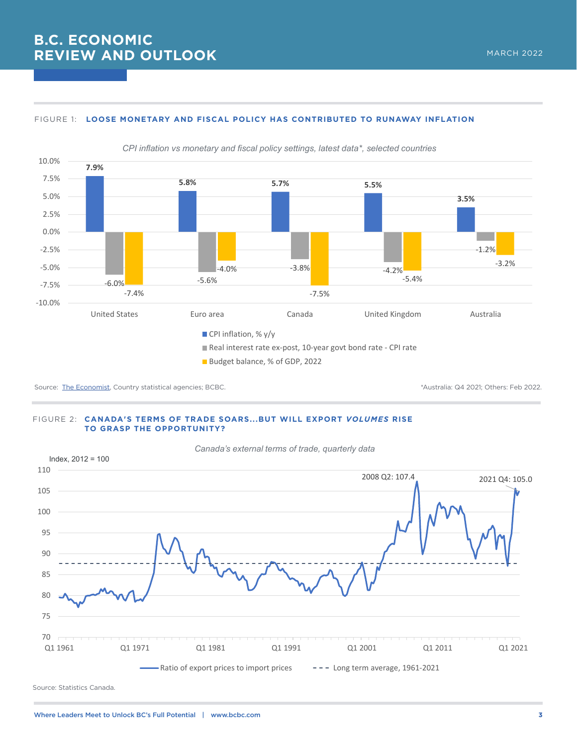FIGURE 1: **LOOSE MONETARY AND FISCAL POLICY HAS CONTRIBUTED TO RUNAWAY INFLATION**

*CPI inflation vs monetary and fiscal policy settings, latest data*, selected countries*

| | United States | Euro area | Canada | United Kingdom | Australia |
|---|---|---|---|---|---|
| CPI inflation, % y/y | 7.9% | 5.8% | 5.7% | 5.5% | 3.5% |
| Real interest rate ex-post, 10-year govt bond rate - CPI rate | -6.0% | -5.6% | -3.8% | -4.2% | -1.2% |
| Budget balance, % of GDP, 2022 | -7.4% | -4.0% | -7.5% | -5.4% | -3.2% |

Source: The Economist, Country statistical agencies; BCBC.

*Australia: Q4 2021; Others: Feb 2022.

FIGURE 2: **CANADA'S TERMS OF TRADE SOARS...BUT WILL EXPORT *VOLUMES* RISE TO GRASP THE OPPORTUNITY?**

*Canada's external terms of trade, quarterly data*

Index, 2012 = 100

2008 Q2: 107.4

2021 Q4: 105.0

Ratio of export prices to import prices — Long term average, 1961-2021

Source: Statistics Canada.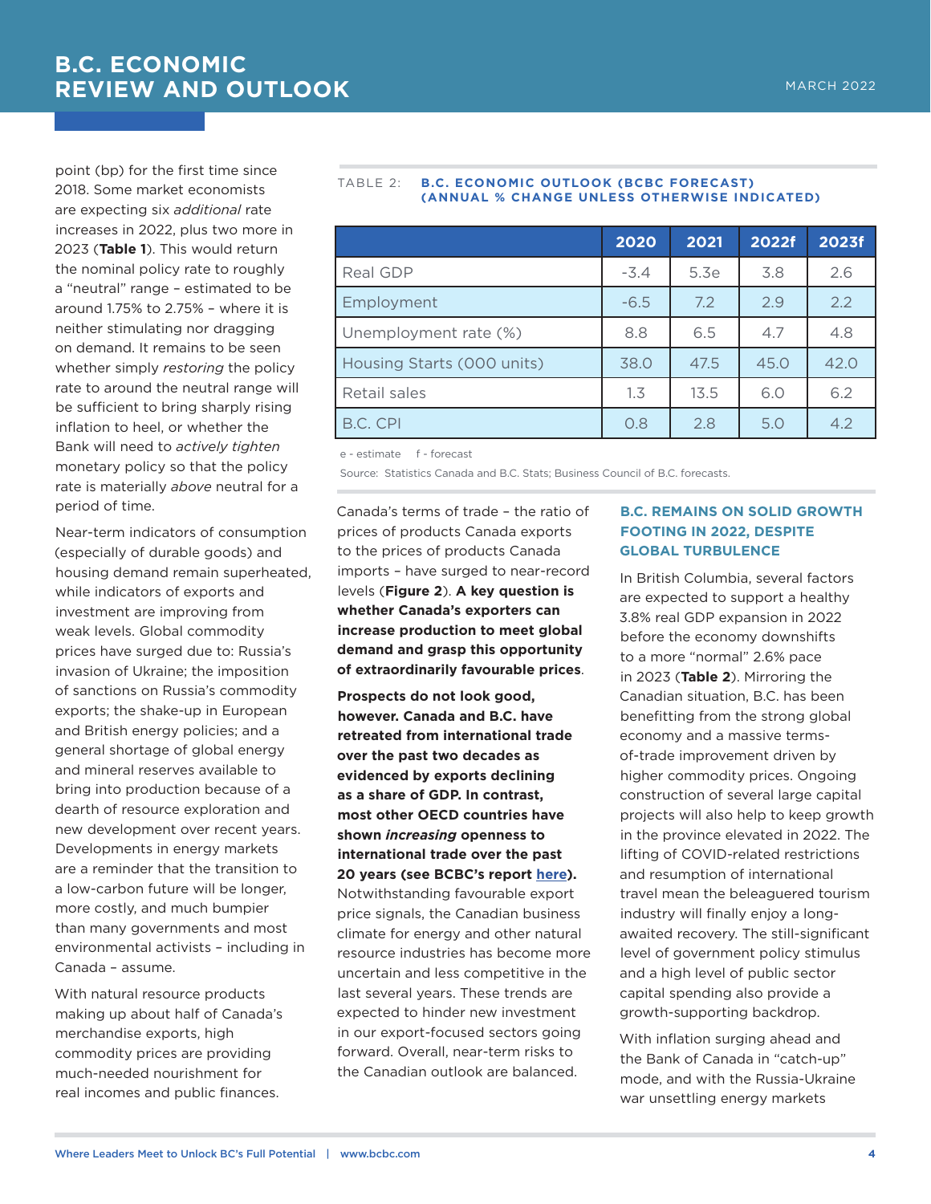point (bp) for the first time since 2018. Some market economists are expecting six *additional* rate increases in 2022, plus two more in 2023 (**Table 1**). This would return the nominal policy rate to roughly a "neutral" range – estimated to be around 1.75% to 2.75% – where it is neither stimulating nor dragging on demand. It remains to be seen whether simply *restoring* the policy rate to around the neutral range will be sufficient to bring sharply rising inflation to heel, or whether the Bank will need to *actively tighten* monetary policy so that the policy rate is materially *above* neutral for a period of time.

Near-term indicators of consumption (especially of durable goods) and housing demand remain superheated, while indicators of exports and investment are improving from weak levels. Global commodity prices have surged due to: Russia's invasion of Ukraine; the imposition of sanctions on Russia's commodity exports; the shake-up in European and British energy policies; and a general shortage of global energy and mineral reserves available to bring into production because of a dearth of resource exploration and new development over recent years. Developments in energy markets are a reminder that the transition to a low-carbon future will be longer, more costly, and much bumpier than many governments and most environmental activists – including in Canada – assume.

With natural resource products making up about half of Canada's merchandise exports, high commodity prices are providing much-needed nourishment for real incomes and public finances.

TABLE 2: **B.C. ECONOMIC OUTLOOK (BCBC FORECAST) (ANNUAL % CHANGE UNLESS OTHERWISE INDICATED)**

| | 2020 | 2021 | 2022f | 2023f |
|---|---|---|---|---|
| Real GDP | -3.4 | 5.3e | 3.8 | 2.6 |
| Employment | -6.5 | 7.2 | 2.9 | 2.2 |
| Unemployment rate (%) | 8.8 | 6.5 | 4.7 | 4.8 |
| Housing Starts (000 units) | 38.0 | 47.5 | 45.0 | 42.0 |
| Retail sales | 1.3 | 13.5 | 6.0 | 6.2 |
| B.C. CPI | 0.8 | 2.8 | 5.0 | 4.2 |

e - estimate f - forecast

Source: Statistics Canada and B.C. Stats; Business Council of B.C. forecasts.

Canada's terms of trade – the ratio of prices of products Canada exports to the prices of products Canada imports – have surged to near-record levels (**Figure 2**). **A key question is whether Canada's exporters can increase production to meet global demand and grasp this opportunity of extraordinarily favourable prices**.

**Prospects do not look good, however. Canada and B.C. have retreated from international trade over the past two decades as evidenced by exports declining as a share of GDP. In contrast, most other OECD countries have shown *increasing* openness to international trade over the past 20 years (see BCBC's report here).** Notwithstanding favourable export price signals, the Canadian business climate for energy and other natural resource industries has become more uncertain and less competitive in the last several years. These trends are expected to hinder new investment in our export-focused sectors going forward. Overall, near-term risks to the Canadian outlook are balanced.

### B.C. REMAINS ON SOLID GROWTH FOOTING IN 2022, DESPITE GLOBAL TURBULENCE

In British Columbia, several factors are expected to support a healthy 3.8% real GDP expansion in 2022 before the economy downshifts to a more "normal" 2.6% pace in 2023 (**Table 2**). Mirroring the Canadian situation, B.C. has been benefitting from the strong global economy and a massive terms-of-trade improvement driven by higher commodity prices. Ongoing construction of several large capital projects will also help to keep growth in the province elevated in 2022. The lifting of COVID-related restrictions and resumption of international travel mean the beleaguered tourism industry will finally enjoy a long-awaited recovery. The still-significant level of government policy stimulus and a high level of public sector capital spending also provide a growth-supporting backdrop.

With inflation surging ahead and the Bank of Canada in "catch-up" mode, and with the Russia-Ukraine war unsettling energy markets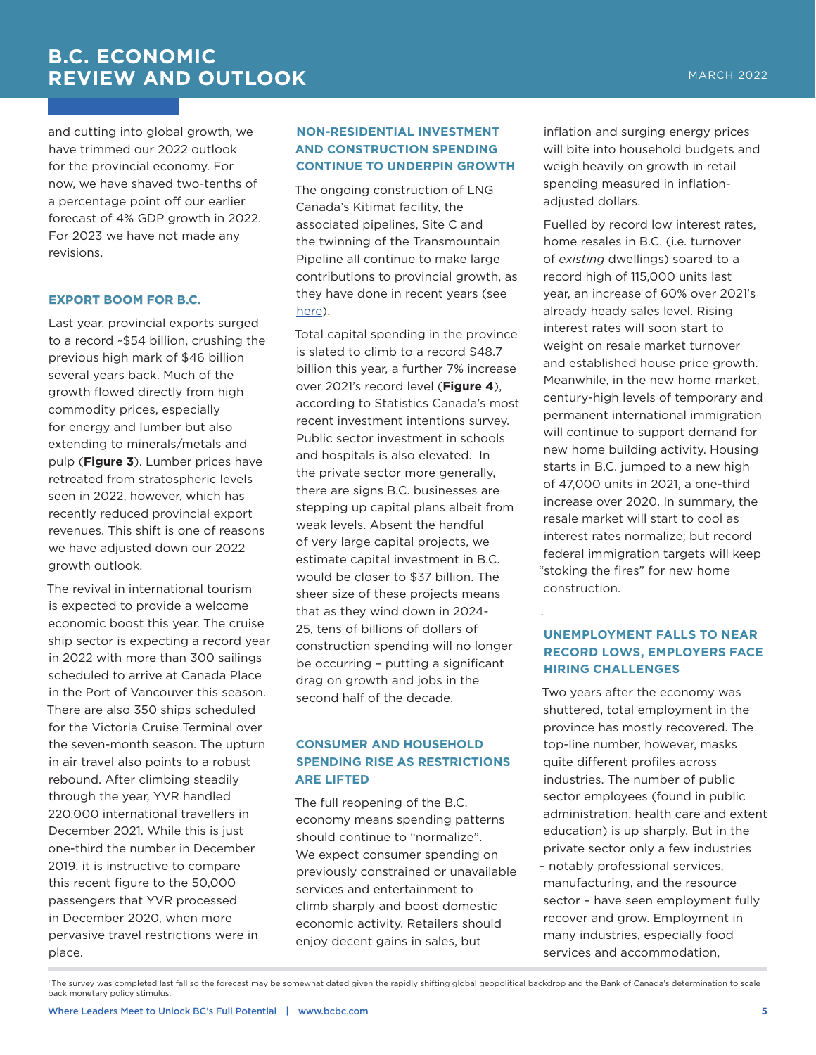and cutting into global growth, we have trimmed our 2022 outlook for the provincial economy. For now, we have shaved two-tenths of a percentage point off our earlier forecast of 4% GDP growth in 2022. For 2023 we have not made any revisions.

### EXPORT BOOM FOR B.C.

Last year, provincial exports surged to a record ~$54 billion, crushing the previous high mark of $46 billion several years back. Much of the growth flowed directly from high commodity prices, especially for energy and lumber but also extending to minerals/metals and pulp (**Figure 3**). Lumber prices have retreated from stratospheric levels seen in 2022, however, which has recently reduced provincial export revenues. This shift is one of reasons we have adjusted down our 2022 growth outlook.

The revival in international tourism is expected to provide a welcome economic boost this year. The cruise ship sector is expecting a record year in 2022 with more than 300 sailings scheduled to arrive at Canada Place in the Port of Vancouver this season. There are also 350 ships scheduled for the Victoria Cruise Terminal over the seven-month season. The upturn in air travel also points to a robust rebound. After climbing steadily through the year, YVR handled 220,000 international travellers in December 2021. While this is just one-third the number in December 2019, it is instructive to compare this recent figure to the 50,000 passengers that YVR processed in December 2020, when more pervasive travel restrictions were in place.

### NON-RESIDENTIAL INVESTMENT AND CONSTRUCTION SPENDING CONTINUE TO UNDERPIN GROWTH

The ongoing construction of LNG Canada's Kitimat facility, the associated pipelines, Site C and the twinning of the Transmountain Pipeline all continue to make large contributions to provincial growth, as they have done in recent years (see here).

Total capital spending in the province is slated to climb to a record $48.7 billion this year, a further 7% increase over 2021's record level (**Figure 4**), according to Statistics Canada's most recent investment intentions survey.[1] Public sector investment in schools and hospitals is also elevated. In the private sector more generally, there are signs B.C. businesses are stepping up capital plans albeit from weak levels. Absent the handful of very large capital projects, we estimate capital investment in B.C. would be closer to $37 billion. The sheer size of these projects means that as they wind down in 2024-25, tens of billions of dollars of construction spending will no longer be occurring – putting a significant drag on growth and jobs in the second half of the decade.

### CONSUMER AND HOUSEHOLD SPENDING RISE AS RESTRICTIONS ARE LIFTED

The full reopening of the B.C. economy means spending patterns should continue to "normalize". We expect consumer spending on previously constrained or unavailable services and entertainment to climb sharply and boost domestic economic activity. Retailers should enjoy decent gains in sales, but inflation and surging energy prices will bite into household budgets and weigh heavily on growth in retail spending measured in inflation-adjusted dollars.

Fuelled by record low interest rates, home resales in B.C. (i.e. turnover of *existing* dwellings) soared to a record high of 115,000 units last year, an increase of 60% over 2021's already heady sales level. Rising interest rates will soon start to weight on resale market turnover and established house price growth. Meanwhile, in the new home market, century-high levels of temporary and permanent international immigration will continue to support demand for new home building activity. Housing starts in B.C. jumped to a new high of 47,000 units in 2021, a one-third increase over 2020. In summary, the resale market will start to cool as interest rates normalize; but record federal immigration targets will keep "stoking the fires" for new home construction.

### UNEMPLOYMENT FALLS TO NEAR RECORD LOWS, EMPLOYERS FACE HIRING CHALLENGES

Two years after the economy was shuttered, total employment in the province has mostly recovered. The top-line number, however, masks quite different profiles across industries. The number of public sector employees (found in public administration, health care and extent education) is up sharply. But in the private sector only a few industries – notably professional services, manufacturing, and the resource sector – have seen employment fully recover and grow. Employment in many industries, especially food services and accommodation,

[1] The survey was completed last fall so the forecast may be somewhat dated given the rapidly shifting global geopolitical backdrop and the Bank of Canada's determination to scale back monetary policy stimulus.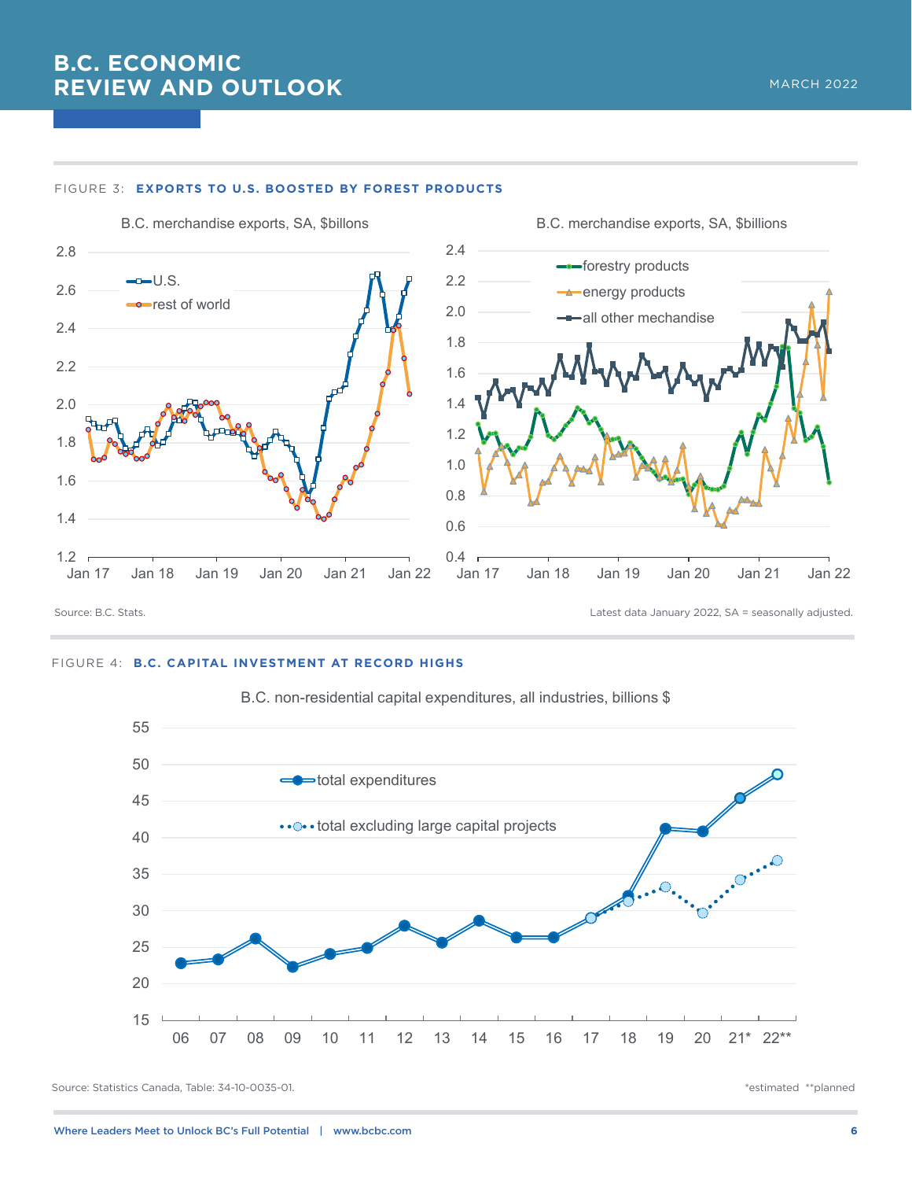FIGURE 3: **EXPORTS TO U.S. BOOSTED BY FOREST PRODUCTS**

B.C. merchandise exports, SA, $billons

B.C. merchandise exports, SA, $billions

Source: B.C. Stats.

Latest data January 2022, SA = seasonally adjusted.

FIGURE 4: **B.C. CAPITAL INVESTMENT AT RECORD HIGHS**

B.C. non-residential capital expenditures, all industries, billions $

Source: Statistics Canada, Table: 34-10-0035-01.

*estimated **planned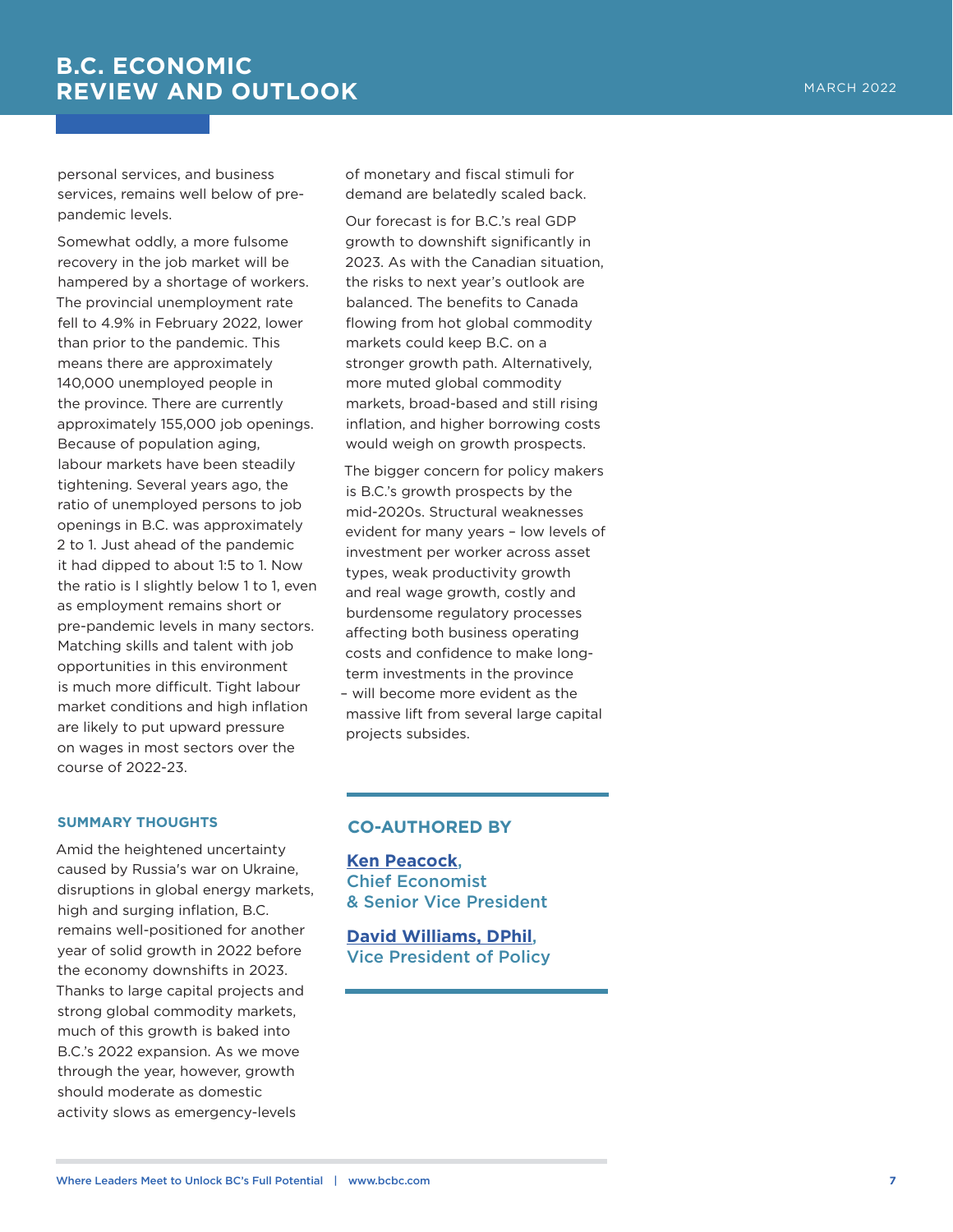personal services, and business services, remains well below of pre-pandemic levels.

Somewhat oddly, a more fulsome recovery in the job market will be hampered by a shortage of workers. The provincial unemployment rate fell to 4.9% in February 2022, lower than prior to the pandemic. This means there are approximately 140,000 unemployed people in the province. There are currently approximately 155,000 job openings. Because of population aging, labour markets have been steadily tightening. Several years ago, the ratio of unemployed persons to job openings in B.C. was approximately 2 to 1. Just ahead of the pandemic it had dipped to about 1:5 to 1. Now the ratio is I slightly below 1 to 1, even as employment remains short or pre-pandemic levels in many sectors. Matching skills and talent with job opportunities in this environment is much more difficult. Tight labour market conditions and high inflation are likely to put upward pressure on wages in most sectors over the course of 2022-23.

### SUMMARY THOUGHTS

Amid the heightened uncertainty caused by Russia's war on Ukraine, disruptions in global energy markets, high and surging inflation, B.C. remains well-positioned for another year of solid growth in 2022 before the economy downshifts in 2023. Thanks to large capital projects and strong global commodity markets, much of this growth is baked into B.C.'s 2022 expansion. As we move through the year, however, growth should moderate as domestic activity slows as emergency-levels of monetary and fiscal stimuli for demand are belatedly scaled back.

Our forecast is for B.C.'s real GDP growth to downshift significantly in 2023. As with the Canadian situation, the risks to next year's outlook are balanced. The benefits to Canada flowing from hot global commodity markets could keep B.C. on a stronger growth path. Alternatively, more muted global commodity markets, broad-based and still rising inflation, and higher borrowing costs would weigh on growth prospects.

The bigger concern for policy makers is B.C.'s growth prospects by the mid-2020s. Structural weaknesses evident for many years – low levels of investment per worker across asset types, weak productivity growth and real wage growth, costly and burdensome regulatory processes affecting both business operating costs and confidence to make long-term investments in the province – will become more evident as the massive lift from several large capital projects subsides.

### CO-AUTHORED BY

**Ken Peacock**,
Chief Economist
& Senior Vice President

**David Williams, DPhil**,
Vice President of Policy